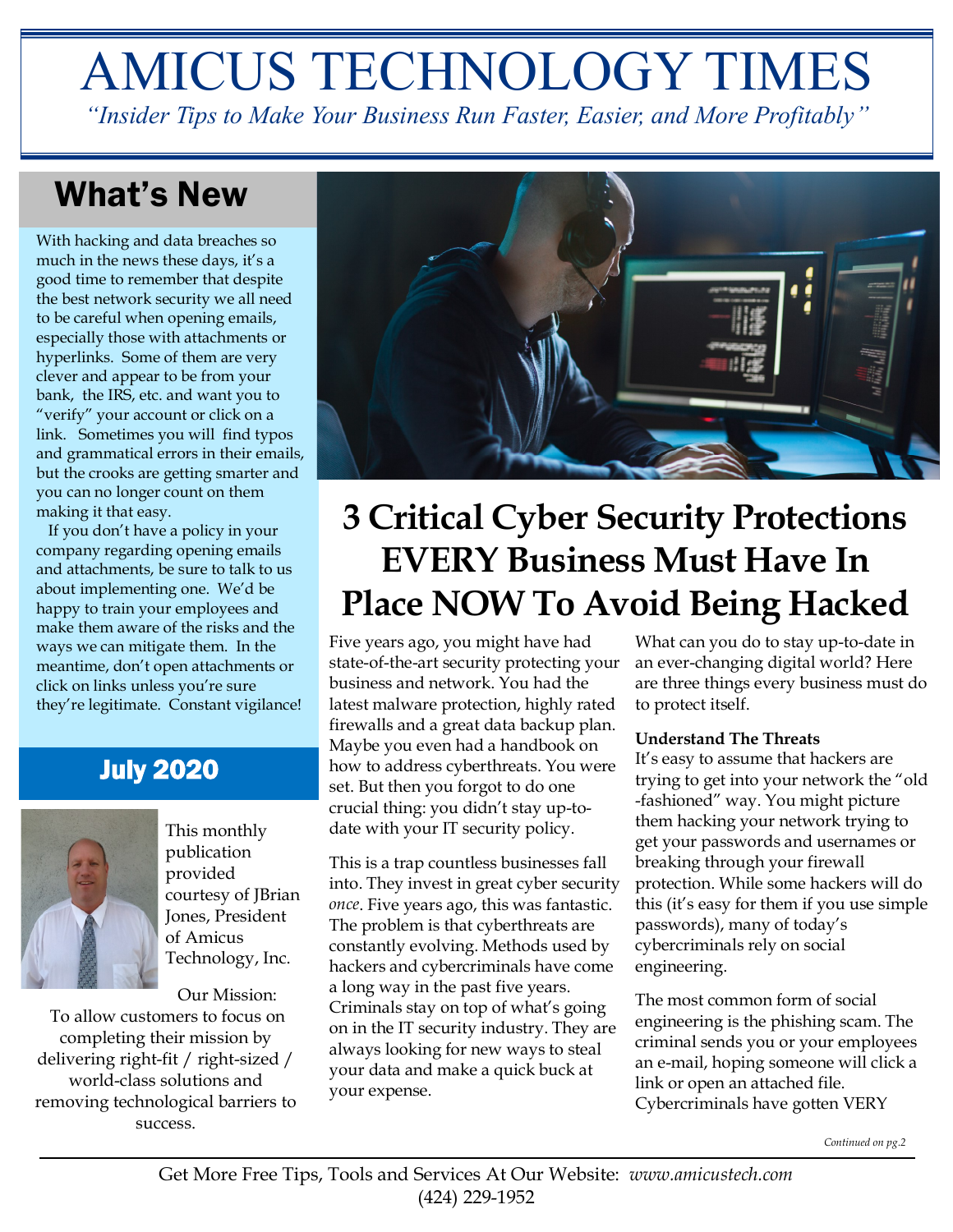# AMICUS TECHNOLOGY TIMES

*"Insider Tips to Make Your Business Run Faster, Easier, and More Profitably"*

## What's New

With hacking and data breaches so much in the news these days, it's a good time to remember that despite the best network security we all need to be careful when opening emails, especially those with attachments or hyperlinks. Some of them are very clever and appear to be from your bank, the IRS, etc. and want you to "verify" your account or click on a link. Sometimes you will find typos and grammatical errors in their emails, but the crooks are getting smarter and you can no longer count on them making it that easy.

If you don't have a policy in your company regarding opening emails and attachments, be sure to talk to us about implementing one. We'd be happy to train your employees and make them aware of the risks and the ways we can mitigate them. In the meantime, don't open attachments or click on links unless you're sure they're legitimate. Constant vigilance!

## July 2020

This monthly publication provided courtesy of JBrian Jones, President of Amicus Technology, Inc.

Our Mission:
To allow customers to focus on completing their mission by delivering right-fit / right-sized / world-class solutions and removing technological barriers to success.

# 3 Critical Cyber Security Protections EVERY Business Must Have In Place NOW To Avoid Being Hacked

Five years ago, you might have had state-of-the-art security protecting your business and network. You had the latest malware protection, highly rated firewalls and a great data backup plan. Maybe you even had a handbook on how to address cyberthreats. You were set. But then you forgot to do one crucial thing: you didn't stay up-to-date with your IT security policy.

This is a trap countless businesses fall into. They invest in great cyber security *once*. Five years ago, this was fantastic. The problem is that cyberthreats are constantly evolving. Methods used by hackers and cybercriminals have come a long way in the past five years. Criminals stay on top of what's going on in the IT security industry. They are always looking for new ways to steal your data and make a quick buck at your expense.

What can you do to stay up-to-date in an ever-changing digital world? Here are three things every business must do to protect itself.

**Understand The Threats**

It's easy to assume that hackers are trying to get into your network the "old -fashioned" way. You might picture them hacking your network trying to get your passwords and usernames or breaking through your firewall protection. While some hackers will do this (it's easy for them if you use simple passwords), many of today's cybercriminals rely on social engineering.

The most common form of social engineering is the phishing scam. The criminal sends you or your employees an e-mail, hoping someone will click a link or open an attached file. Cybercriminals have gotten VERY

*Continued on pg.2*

Get More Free Tips, Tools and Services At Our Website: *www.amicustech.com*
(424) 229-1952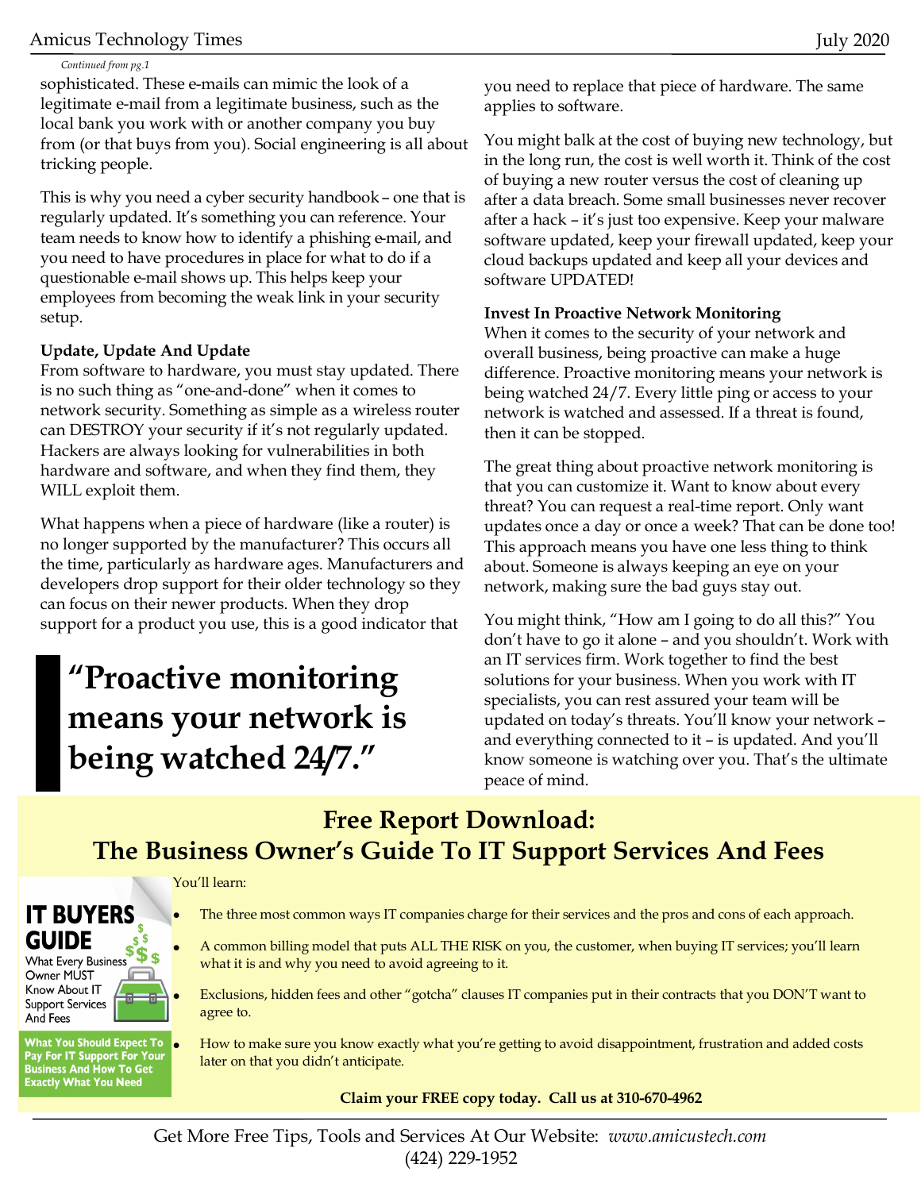*Continued from pg.1*

sophisticated. These e-mails can mimic the look of a legitimate e-mail from a legitimate business, such as the local bank you work with or another company you buy from (or that buys from you). Social engineering is all about tricking people.

This is why you need a cyber security handbook – one that is regularly updated. It's something you can reference. Your team needs to know how to identify a phishing e-mail, and you need to have procedures in place for what to do if a questionable e-mail shows up. This helps keep your employees from becoming the weak link in your security setup.

**Update, Update And Update**

From software to hardware, you must stay updated. There is no such thing as "one-and-done" when it comes to network security. Something as simple as a wireless router can DESTROY your security if it's not regularly updated. Hackers are always looking for vulnerabilities in both hardware and software, and when they find them, they WILL exploit them.

What happens when a piece of hardware (like a router) is no longer supported by the manufacturer? This occurs all the time, particularly as hardware ages. Manufacturers and developers drop support for their older technology so they can focus on their newer products. When they drop support for a product you use, this is a good indicator that you need to replace that piece of hardware. The same applies to software.

> **"Proactive monitoring means your network is being watched 24/7."**

You might balk at the cost of buying new technology, but in the long run, the cost is well worth it. Think of the cost of buying a new router versus the cost of cleaning up after a data breach. Some small businesses never recover after a hack – it's just too expensive. Keep your malware software updated, keep your firewall updated, keep your cloud backups updated and keep all your devices and software UPDATED!

**Invest In Proactive Network Monitoring**

When it comes to the security of your network and overall business, being proactive can make a huge difference. Proactive monitoring means your network is being watched 24/7. Every little ping or access to your network is watched and assessed. If a threat is found, then it can be stopped.

The great thing about proactive network monitoring is that you can customize it. Want to know about every threat? You can request a real-time report. Only want updates once a day or once a week? That can be done too! This approach means you have one less thing to think about. Someone is always keeping an eye on your network, making sure the bad guys stay out.

You might think, "How am I going to do all this?" You don't have to go it alone – and you shouldn't. Work with an IT services firm. Work together to find the best solutions for your business. When you work with IT specialists, you can rest assured your team will be updated on today's threats. You'll know your network – and everything connected to it – is updated. And you'll know someone is watching over you. That's the ultimate peace of mind.

## Free Report Download: The Business Owner's Guide To IT Support Services And Fees

**IT BUYERS GUIDE**
What Every Business Owner MUST Know About IT Support Services And Fees

**What You Should Expect To Pay For IT Support For Your Business And How To Get Exactly What You Need**

You'll learn:

- The three most common ways IT companies charge for their services and the pros and cons of each approach.
- A common billing model that puts ALL THE RISK on you, the customer, when buying IT services; you'll learn what it is and why you need to avoid agreeing to it.
- Exclusions, hidden fees and other "gotcha" clauses IT companies put in their contracts that you DON'T want to agree to.
- How to make sure you know exactly what you're getting to avoid disappointment, frustration and added costs later on that you didn't anticipate.

**Claim your FREE copy today. Call us at 310-670-4962**

Get More Free Tips, Tools and Services At Our Website: *www.amicustech.com*
(424) 229-1952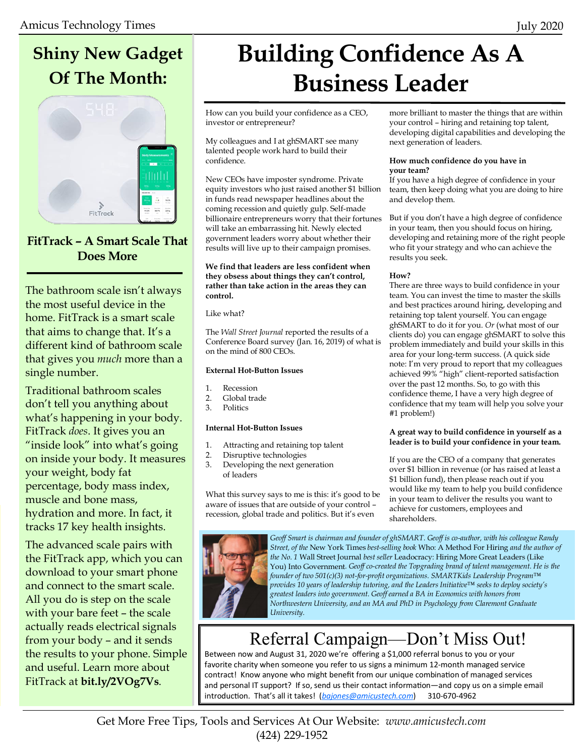## Shiny New Gadget Of The Month:

### FitTrack – A Smart Scale That Does More

The bathroom scale isn't always the most useful device in the home. FitTrack is a smart scale that aims to change that. It's a different kind of bathroom scale that gives you *much* more than a single number.

Traditional bathroom scales don't tell you anything about what's happening in your body. FitTrack *does*. It gives you an "inside look" into what's going on inside your body. It measures your weight, body fat percentage, body mass index, muscle and bone mass, hydration and more. In fact, it tracks 17 key health insights.

The advanced scale pairs with the FitTrack app, which you can download to your smart phone and connect to the smart scale. All you do is step on the scale with your bare feet – the scale actually reads electrical signals from your body – and it sends the results to your phone. Simple and useful. Learn more about FitTrack at **bit.ly/2VOg7Vs**.

# Building Confidence As A Business Leader

How can you build your confidence as a CEO, investor or entrepreneur?

My colleagues and I at ghSMART see many talented people work hard to build their confidence.

New CEOs have imposter syndrome. Private equity investors who just raised another $1 billion in funds read newspaper headlines about the coming recession and quietly gulp. Self-made billionaire entrepreneurs worry that their fortunes will take an embarrassing hit. Newly elected government leaders worry about whether their results will live up to their campaign promises.

**We find that leaders are less confident when they obsess about things they can't control, rather than take action in the areas they can control.**

Like what?

The *Wall Street Journal* reported the results of a Conference Board survey (Jan. 16, 2019) of what is on the mind of 800 CEOs.

**External Hot-Button Issues**

1. Recession
2. Global trade
3. Politics

**Internal Hot-Button Issues**

1. Attracting and retaining top talent
2. Disruptive technologies
3. Developing the next generation of leaders

What this survey says to me is this: it's good to be aware of issues that are outside of your control – recession, global trade and politics. But it's even more brilliant to master the things that are within your control – hiring and retaining top talent, developing digital capabilities and developing the next generation of leaders.

**How much confidence do you have in your team?**

If you have a high degree of confidence in your team, then keep doing what you are doing to hire and develop them.

But if you don't have a high degree of confidence in your team, then you should focus on hiring, developing and retaining more of the right people who fit your strategy and who can achieve the results you seek.

**How?**

There are three ways to build confidence in your team. You can invest the time to master the skills and best practices around hiring, developing and retaining top talent yourself. You can engage ghSMART to do it for you. *Or* (what most of our clients do) you can engage ghSMART to solve this problem immediately and build your skills in this area for your long-term success. (A quick side note: I'm very proud to report that my colleagues achieved 99% "high" client-reported satisfaction over the past 12 months. So, to go with this confidence theme, I have a very high degree of confidence that my team will help you solve your #1 problem!)

**A great way to build confidence in yourself as a leader is to build your confidence in your team.**

If you are the CEO of a company that generates over $1 billion in revenue (or has raised at least a $1 billion fund), then please reach out if you would like my team to help you build confidence in your team to deliver the results you want to achieve for customers, employees and shareholders.

*Geoff Smart is chairman and founder of ghSMART. Geoff is co-author, with his colleague Randy Street, of the* New York Times *best-selling book* Who: A Method For Hiring *and the author of the No. 1* Wall Street Journal *best seller* Leadocracy: Hiring More Great Leaders (Like You) Into Government*. Geoff co-created the Topgrading brand of talent management. He is the founder of two 501(c)(3) not-for-profit organizations. SMARTKids Leadership Program™ provides 10 years of leadership tutoring, and the Leaders Initiative™ seeks to deploy society's greatest leaders into government. Geoff earned a BA in Economics with honors from Northwestern University, and an MA and PhD in Psychology from Claremont Graduate University.*

## Referral Campaign—Don't Miss Out!

Between now and August 31, 2020 we're offering a $1,000 referral bonus to you or your favorite charity when someone you refer to us signs a minimum 12-month managed service contract! Know anyone who might benefit from our unique combination of managed services and personal IT support? If so, send us their contact information—and copy us on a simple email introduction. That's all it takes! (*bajones@amicustech.com*) 310-670-4962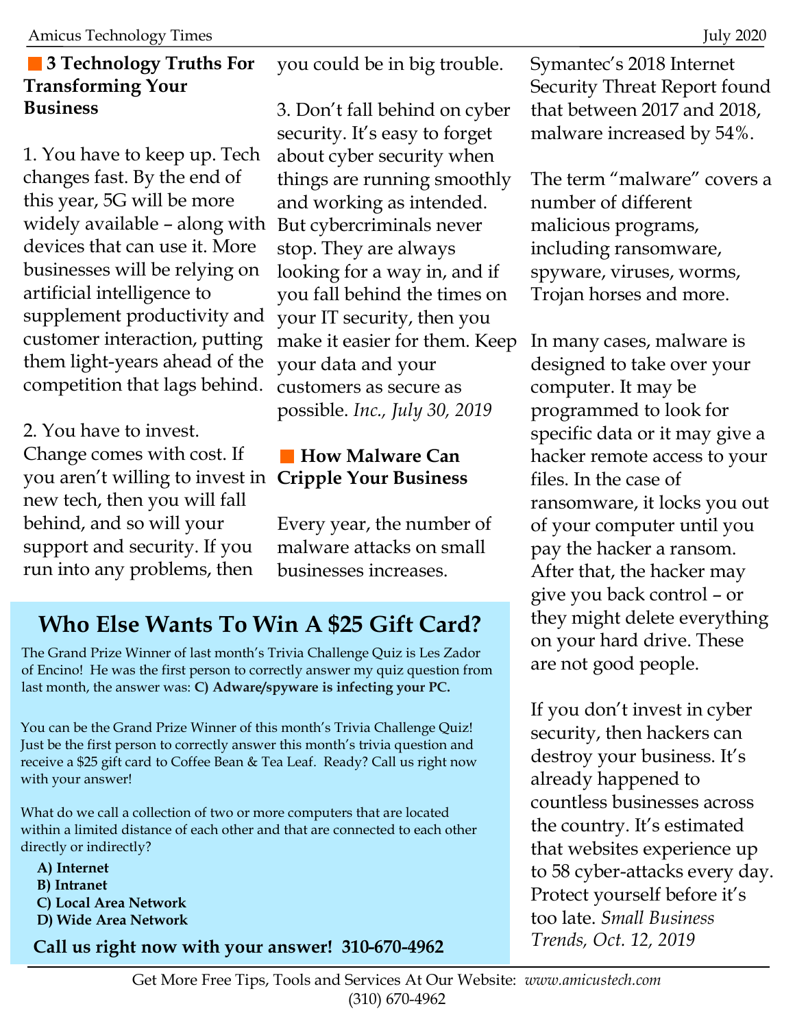## 3 Technology Truths For Transforming Your Business

1. You have to keep up. Tech changes fast. By the end of this year, 5G will be more widely available – along with devices that can use it. More businesses will be relying on artificial intelligence to supplement productivity and customer interaction, putting them light-years ahead of the competition that lags behind.

2. You have to invest. Change comes with cost. If you aren't willing to invest in new tech, then you will fall behind, and so will your support and security. If you run into any problems, then you could be in big trouble.

3. Don't fall behind on cyber security. It's easy to forget about cyber security when things are running smoothly and working as intended. But cybercriminals never stop. They are always looking for a way in, and if you fall behind the times on your IT security, then you make it easier for them. Keep your data and your customers as secure as possible. *Inc., July 30, 2019*

## How Malware Can Cripple Your Business

Every year, the number of malware attacks on small businesses increases. Symantec's 2018 Internet Security Threat Report found that between 2017 and 2018, malware increased by 54%.

The term "malware" covers a number of different malicious programs, including ransomware, spyware, viruses, worms, Trojan horses and more.

In many cases, malware is designed to take over your computer. It may be programmed to look for specific data or it may give a hacker remote access to your files. In the case of ransomware, it locks you out of your computer until you pay the hacker a ransom. After that, the hacker may give you back control – or they might delete everything on your hard drive. These are not good people.

If you don't invest in cyber security, then hackers can destroy your business. It's already happened to countless businesses across the country. It's estimated that websites experience up to 58 cyber-attacks every day. Protect yourself before it's too late. *Small Business Trends, Oct. 12, 2019*

## Who Else Wants To Win A $25 Gift Card?

The Grand Prize Winner of last month's Trivia Challenge Quiz is Les Zador of Encino! He was the first person to correctly answer my quiz question from last month, the answer was: **C) Adware/spyware is infecting your PC.**

You can be the Grand Prize Winner of this month's Trivia Challenge Quiz! Just be the first person to correctly answer this month's trivia question and receive a $25 gift card to Coffee Bean & Tea Leaf. Ready? Call us right now with your answer!

What do we call a collection of two or more computers that are located within a limited distance of each other and that are connected to each other directly or indirectly?

- **A) Internet**
- **B) Intranet**
- **C) Local Area Network**
- **D) Wide Area Network**

**Call us right now with your answer! 310-670-4962**

Get More Free Tips, Tools and Services At Our Website: *www.amicustech.com*
(310) 670-4962